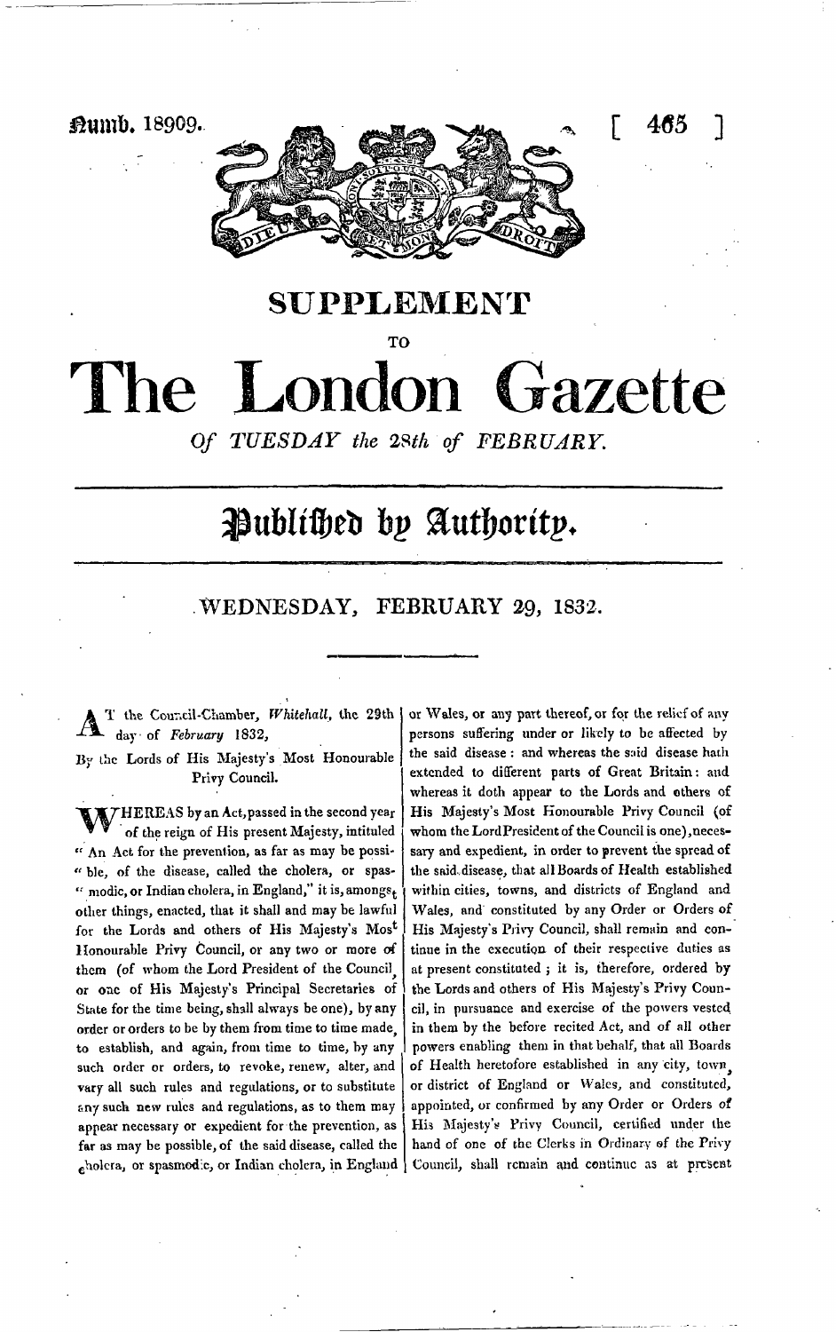Numb. 18909.

# SUPPLEMENT

TO

# The London Gazette

*Of TUESDAY the 28th of FEBRUARY.*

## Published by Authority.

WEDNESDAY, FEBRUARY 29, 1832.

---

AT the Council-Chamber, *Whitehall*, the 29th day of *February* 1832,

By the Lords of His Majesty's Most Honourable Privy Council.

WHEREAS by an Act, passed in the second year of the reign of His present Majesty, intituled "An Act for the prevention, as far as may be possible, of the disease, called the cholera, or spasmodic, or Indian cholera, in England," it is, amongst other things, enacted, that it shall and may be lawful for the Lords and others of His Majesty's Most Honourable Privy Council, or any two or more of them (of whom the Lord President of the Council, or one of His Majesty's Principal Secretaries of State for the time being, shall always be one), by any order or orders to be by them from time to time made, to establish, and again, from time to time, by any such order or orders, to revoke, renew, alter, and vary all such rules and regulations, or to substitute any such new rules and regulations, as to them may appear necessary or expedient for the prevention, as far as may be possible, of the said disease, called the cholera, or spasmodic, or Indian cholera, in England or Wales, or any part thereof, or for the relief of any persons suffering under or likely to be affected by the said disease: and whereas the said disease hath extended to different parts of Great Britain: and whereas it doth appear to the Lords and others of His Majesty's Most Honourable Privy Council (of whom the Lord President of the Council is one), necessary and expedient, in order to prevent the spread of the said disease, that all Boards of Health established within cities, towns, and districts of England and Wales, and constituted by any Order or Orders of His Majesty's Privy Council, shall remain and continue in the execution of their respective duties as at present constituted; it is, therefore, ordered by the Lords and others of His Majesty's Privy Council, in pursuance and exercise of the powers vested in them by the before recited Act, and of all other powers enabling them in that behalf, that all Boards of Health heretofore established in any city, town, or district of England or Wales, and constituted, appointed, or confirmed by any Order or Orders of His Majesty's Privy Council, certified under the hand of one of the Clerks in Ordinary of the Privy Council, shall remain and continue as at present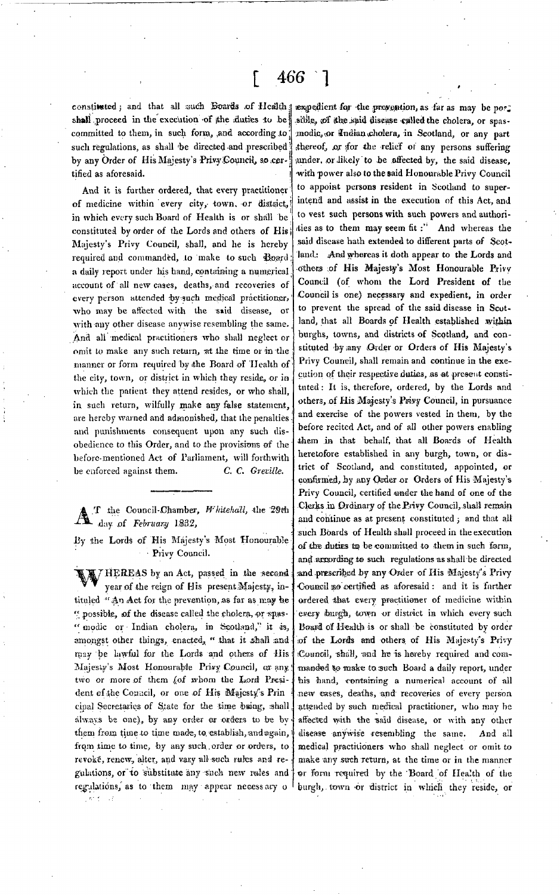constituted; and that all such Boards of Health shall proceed in the execution of the duties to be committed to them, in such form, and according to such regulations, as shall be directed and prescribed by any Order of His Majesty's Privy Council, so certified as aforesaid.

And it is further ordered, that every practitioner of medicine within every city, town, or district, in which every such Board of Health is or shall be constituted by order of the Lords and others of His Majesty's Privy Council, shall, and he is hereby required and commanded, to make to such Board a daily report under his hand, containing a numerical account of all new cases, deaths, and recoveries of every person attended by such medical practitioner, who may be affected with the said disease, or with any other disease anywise resembling the same. And all medical practitioners who shall neglect or omit to make any such return, at the time or in the manner or form required by the Board of Health of the city, town, or district in which they reside, or in which the patient they attend resides, or who shall, in such return, wilfully make any false statement, are hereby warned and admonished, that the penalties and punishments consequent upon any such disobedience to this Order, and to the provisions of the before-mentioned Act of Parliament, will forthwith be enforced against them. *C. C. Greville.*

---

AT the Council-Chamber, *Whitehall*, the 29th day of *February* 1832,

By the Lords of His Majesty's Most Honourable Privy Council.

WHEREAS by an Act, passed in the second year of the reign of His present Majesty, intituled "An Act for the prevention, as far as may be "possible, of the disease called the cholera, or spas-"modic or Indian cholera, in Scotland," it is, amongst other things, enacted, "that it shall and may be lawful for the Lords and others of His Majesty's Most Honourable Privy Council, or any two or more of them (of whom the Lord President of the Council, or one of His Majesty's Principal Secretaries of State for the time being, shall always be one), by any order or orders to be by them from time to time made, to establish, and again, from time to time, by any such order or orders, to revoke, renew, alter, and vary all such rules and regulations, or to substitute any such new rules and regulations, as to them may appear necessary or expedient for the prevention, as far as may be possible, of the said disease called the cholera, or spasmodic, or Indian cholera, in Scotland, or any part thereof, or for the relief of any persons suffering under, or likely to be affected by, the said disease, with power also to the said Honourable Privy Council to appoint persons resident in Scotland to superintend and assist in the execution of this Act, and to vest such persons with such powers and authorities as to them may seem fit:" And whereas the said disease hath extended to different parts of Scotland: And whereas it doth appear to the Lords and others of His Majesty's Most Honourable Privy Council (of whom the Lord President of the Council is one) necessary and expedient, in order to prevent the spread of the said disease in Scotland, that all Boards of Health established within burghs, towns, and districts of Scotland, and constituted by any Order or Orders of His Majesty's Privy Council, shall remain and continue in the execution of their respective duties, as at present constituted: It is, therefore, ordered, by the Lords and others, of His Majesty's Privy Council, in pursuance and exercise of the powers vested in them, by the before recited Act, and of all other powers enabling them in that behalf, that all Boards of Health heretofore established in any burgh, town, or district of Scotland, and constituted, appointed, or confirmed, by any Order or Orders of His Majesty's Privy Council, certified under the hand of one of the Clerks in Ordinary of the Privy Council, shall remain and continue as at present constituted; and that all such Boards of Health shall proceed in the execution of the duties to be committed to them in such form, and according to such regulations as shall be directed and prescribed by any Order of His Majesty's Privy Council so certified as aforesaid: and it is further ordered that every practitioner of medicine within every burgh, town or district in which every such Board of Health is or shall be constituted by order of the Lords and others of His Majesty's Privy Council, shall, and he is hereby required and commanded to make to such Board a daily report, under his hand, containing a numerical account of all new cases, deaths, and recoveries of every person attended by such medical practitioner, who may be affected with the said disease, or with any other disease anywise resembling the same. And all medical practitioners who shall neglect or omit to make any such return, at the time or in the manner or form required by the Board of Health of the burgh, town or district in which they reside, or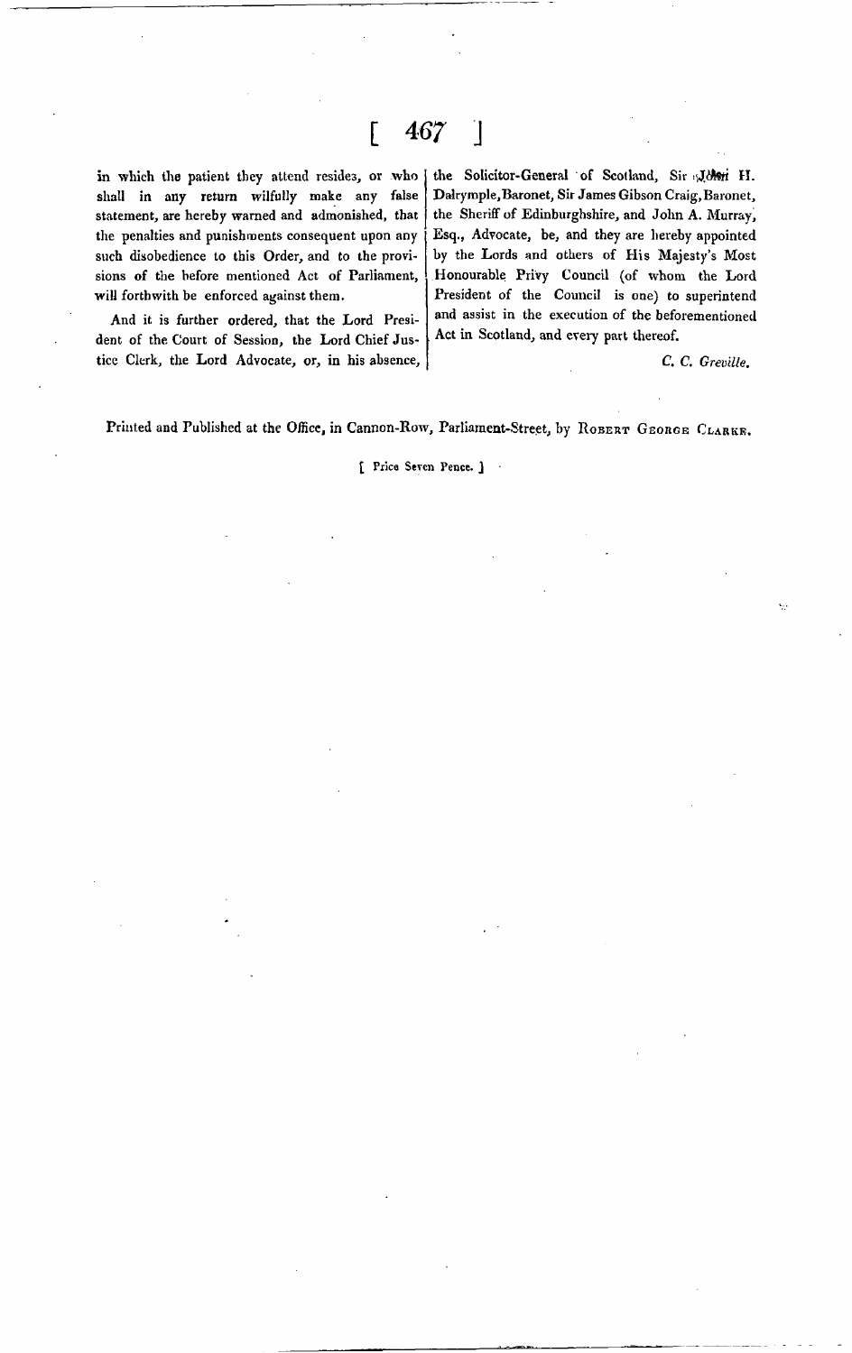in which the patient they attend resides, or who shall in any return wilfully make any false statement, are hereby warned and admonished, that the penalties and punishments consequent upon any such disobedience to this Order, and to the provisions of the before mentioned Act of Parliament, will forthwith be enforced against them.

And it is further ordered, that the Lord President of the Court of Session, the Lord Chief Justice Clerk, the Lord Advocate, or, in his absence, the Solicitor-General of Scotland, Sir John H. Dalrymple, Baronet, Sir James Gibson Craig, Baronet, the Sheriff of Edinburghshire, and John A. Murray, Esq., Advocate, be, and they are hereby appointed by the Lords and others of His Majesty's Most Honourable Privy Council (of whom the Lord President of the Council is one) to superintend and assist in the execution of the beforementioned Act in Scotland, and every part thereof.

*C. C. Greville.*

Printed and Published at the Office, in Cannon-Row, Parliament-Street, by ROBERT GEORGE CLARKE.

[ Price Seven Pence. ]